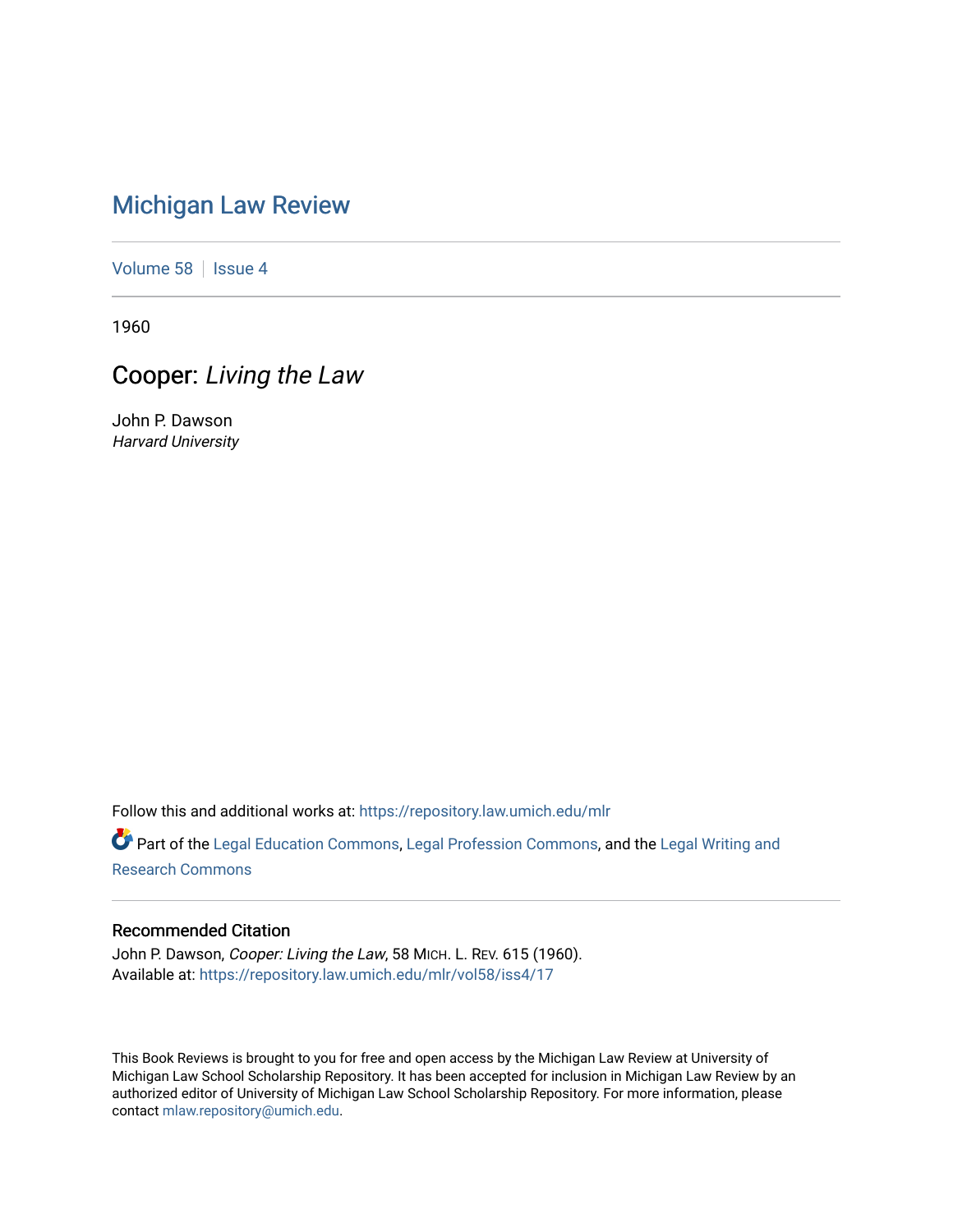# Michigan Law Review

Volume 58 | Issue 4

1960

## Cooper: *Living the Law*

John P. Dawson
*Harvard University*

Follow this and additional works at: https://repository.law.umich.edu/mlr

Part of the Legal Education Commons, Legal Profession Commons, and the Legal Writing and Research Commons

### Recommended Citation

John P. Dawson, *Cooper: Living the Law*, 58 MICH. L. REV. 615 (1960).
Available at: https://repository.law.umich.edu/mlr/vol58/iss4/17

This Book Reviews is brought to you for free and open access by the Michigan Law Review at University of Michigan Law School Scholarship Repository. It has been accepted for inclusion in Michigan Law Review by an authorized editor of University of Michigan Law School Scholarship Repository. For more information, please contact mlaw.repository@umich.edu.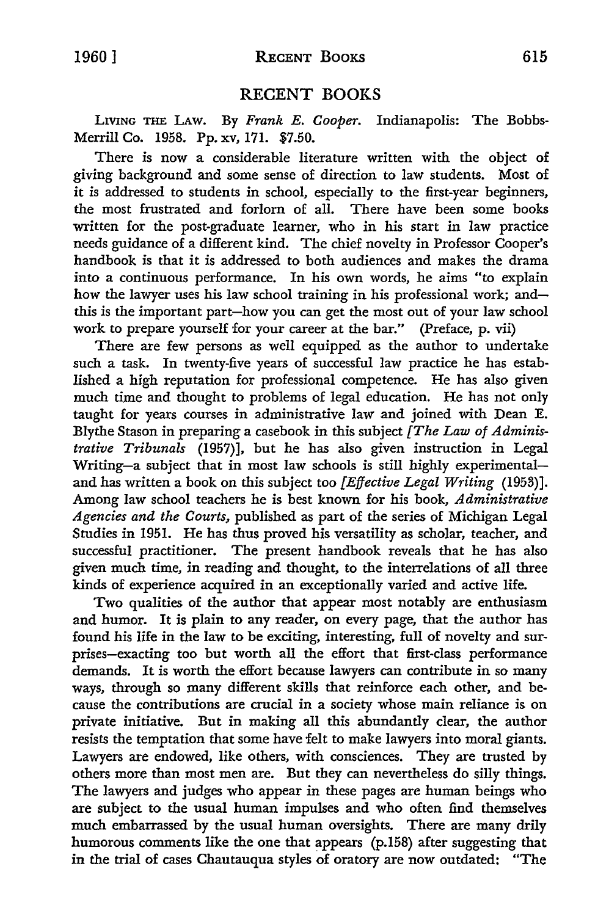## RECENT BOOKS

LIVING THE LAW. By *Frank E. Cooper*. Indianapolis: The Bobbs-Merrill Co. 1958. Pp. xv, 171. $7.50.

There is now a considerable literature written with the object of giving background and some sense of direction to law students. Most of it is addressed to students in school, especially to the first-year beginners, the most frustrated and forlorn of all. There have been some books written for the post-graduate learner, who in his start in law practice needs guidance of a different kind. The chief novelty in Professor Cooper's handbook is that it is addressed to both audiences and makes the drama into a continuous performance. In his own words, he aims "to explain how the lawyer uses his law school training in his professional work; and—this is the important part—how you can get the most out of your law school work to prepare yourself for your career at the bar." (Preface, p. vii)

There are few persons as well equipped as the author to undertake such a task. In twenty-five years of successful law practice he has established a high reputation for professional competence. He has also given much time and thought to problems of legal education. He has not only taught for years courses in administrative law and joined with Dean E. Blythe Stason in preparing a casebook in this subject *[The Law of Administrative Tribunals* (1957)], but he has also given instruction in Legal Writing—a subject that in most law schools is still highly experimental—and has written a book on this subject too *[Effective Legal Writing* (1953)]. Among law school teachers he is best known for his book, *Administrative Agencies and the Courts,* published as part of the series of Michigan Legal Studies in 1951. He has thus proved his versatility as scholar, teacher, and successful practitioner. The present handbook reveals that he has also given much time, in reading and thought, to the interrelations of all three kinds of experience acquired in an exceptionally varied and active life.

Two qualities of the author that appear most notably are enthusiasm and humor. It is plain to any reader, on every page, that the author has found his life in the law to be exciting, interesting, full of novelty and surprises—exacting too but worth all the effort that first-class performance demands. It is worth the effort because lawyers can contribute in so many ways, through so many different skills that reinforce each other, and because the contributions are crucial in a society whose main reliance is on private initiative. But in making all this abundantly clear, the author resists the temptation that some have felt to make lawyers into moral giants. Lawyers are endowed, like others, with consciences. They are trusted by others more than most men are. But they can nevertheless do silly things. The lawyers and judges who appear in these pages are human beings who are subject to the usual human impulses and who often find themselves much embarrassed by the usual human oversights. There are many drily humorous comments like the one that appears (p.158) after suggesting that in the trial of cases Chautauqua styles of oratory are now outdated: "The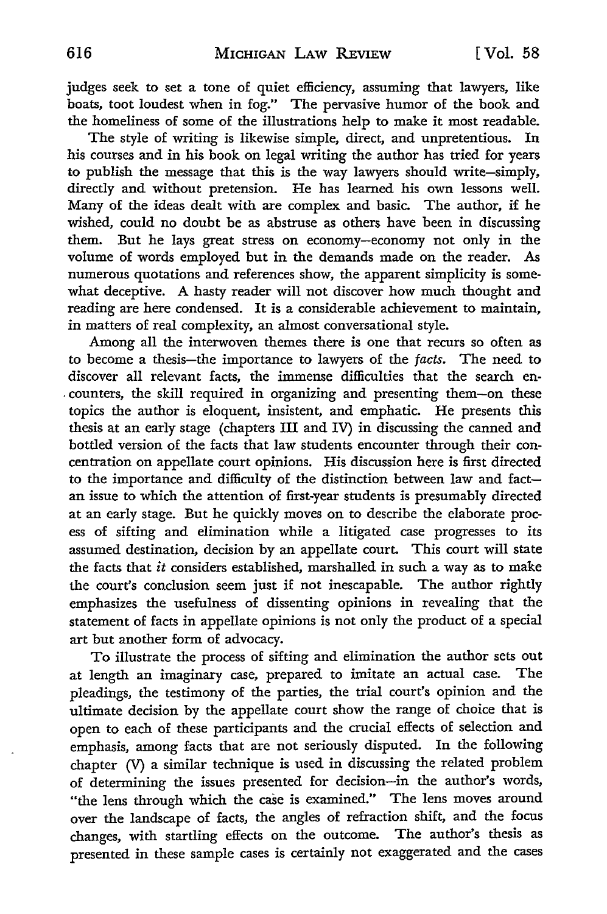judges seek to set a tone of quiet efficiency, assuming that lawyers, like boats, toot loudest when in fog." The pervasive humor of the book and the homeliness of some of the illustrations help to make it most readable.

The style of writing is likewise simple, direct, and unpretentious. In his courses and in his book on legal writing the author has tried for years to publish the message that this is the way lawyers should write—simply, directly and without pretension. He has learned his own lessons well. Many of the ideas dealt with are complex and basic. The author, if he wished, could no doubt be as abstruse as others have been in discussing them. But he lays great stress on economy—economy not only in the volume of words employed but in the demands made on the reader. As numerous quotations and references show, the apparent simplicity is somewhat deceptive. A hasty reader will not discover how much thought and reading are here condensed. It is a considerable achievement to maintain, in matters of real complexity, an almost conversational style.

Among all the interwoven themes there is one that recurs so often as to become a thesis—the importance to lawyers of the *facts*. The need to discover all relevant facts, the immense difficulties that the search encounters, the skill required in organizing and presenting them—on these topics the author is eloquent, insistent, and emphatic. He presents this thesis at an early stage (chapters III and IV) in discussing the canned and bottled version of the facts that law students encounter through their concentration on appellate court opinions. His discussion here is first directed to the importance and difficulty of the distinction between law and fact—an issue to which the attention of first-year students is presumably directed at an early stage. But he quickly moves on to describe the elaborate process of sifting and elimination while a litigated case progresses to its assumed destination, decision by an appellate court. This court will state the facts that *it* considers established, marshalled in such a way as to make the court's conclusion seem just if not inescapable. The author rightly emphasizes the usefulness of dissenting opinions in revealing that the statement of facts in appellate opinions is not only the product of a special art but another form of advocacy.

To illustrate the process of sifting and elimination the author sets out at length an imaginary case, prepared to imitate an actual case. The pleadings, the testimony of the parties, the trial court's opinion and the ultimate decision by the appellate court show the range of choice that is open to each of these participants and the crucial effects of selection and emphasis, among facts that are not seriously disputed. In the following chapter (V) a similar technique is used in discussing the related problem of determining the issues presented for decision—in the author's words, "the lens through which the case is examined." The lens moves around over the landscape of facts, the angles of refraction shift, and the focus changes, with startling effects on the outcome. The author's thesis as presented in these sample cases is certainly not exaggerated and the cases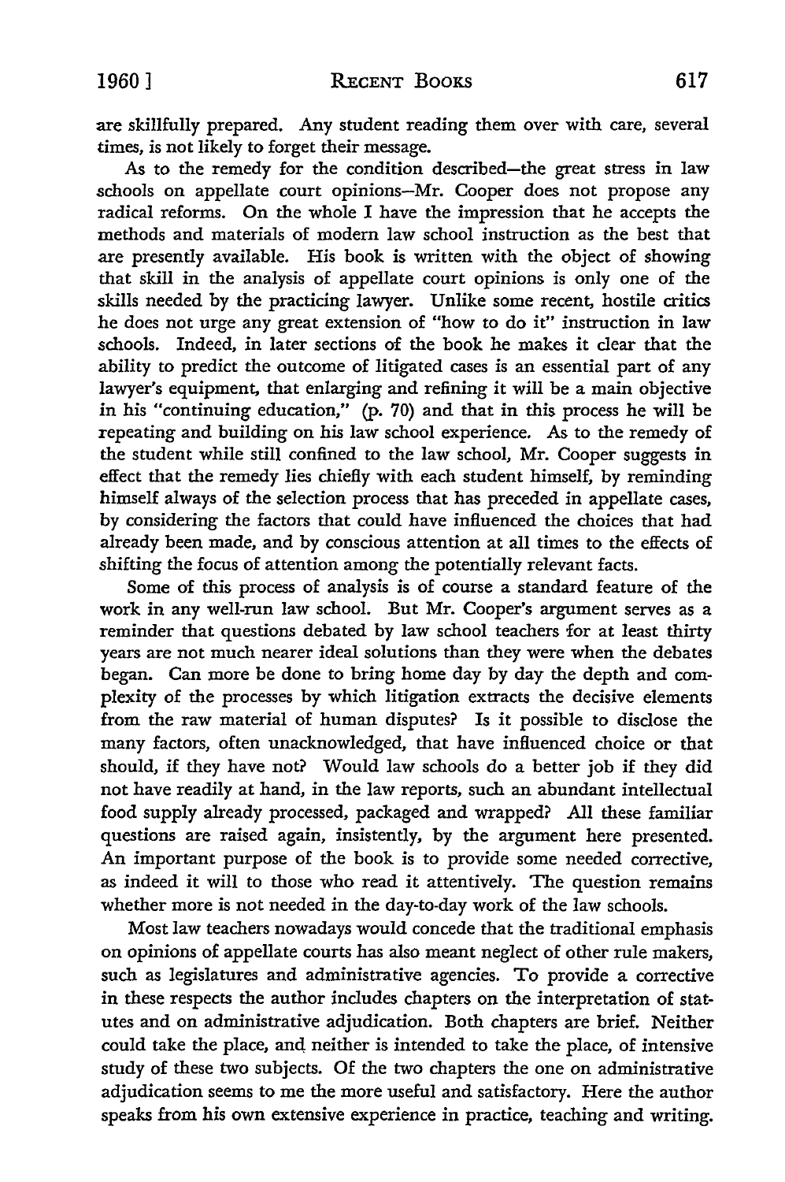are skillfully prepared. Any student reading them over with care, several times, is not likely to forget their message.

As to the remedy for the condition described—the great stress in law schools on appellate court opinions—Mr. Cooper does not propose any radical reforms. On the whole I have the impression that he accepts the methods and materials of modern law school instruction as the best that are presently available. His book is written with the object of showing that skill in the analysis of appellate court opinions is only one of the skills needed by the practicing lawyer. Unlike some recent, hostile critics he does not urge any great extension of "how to do it" instruction in law schools. Indeed, in later sections of the book he makes it clear that the ability to predict the outcome of litigated cases is an essential part of any lawyer's equipment, that enlarging and refining it will be a main objective in his "continuing education," (p. 70) and that in this process he will be repeating and building on his law school experience. As to the remedy of the student while still confined to the law school, Mr. Cooper suggests in effect that the remedy lies chiefly with each student himself, by reminding himself always of the selection process that has preceded in appellate cases, by considering the factors that could have influenced the choices that had already been made, and by conscious attention at all times to the effects of shifting the focus of attention among the potentially relevant facts.

Some of this process of analysis is of course a standard feature of the work in any well-run law school. But Mr. Cooper's argument serves as a reminder that questions debated by law school teachers for at least thirty years are not much nearer ideal solutions than they were when the debates began. Can more be done to bring home day by day the depth and complexity of the processes by which litigation extracts the decisive elements from the raw material of human disputes? Is it possible to disclose the many factors, often unacknowledged, that have influenced choice or that should, if they have not? Would law schools do a better job if they did not have readily at hand, in the law reports, such an abundant intellectual food supply already processed, packaged and wrapped? All these familiar questions are raised again, insistently, by the argument here presented. An important purpose of the book is to provide some needed corrective, as indeed it will to those who read it attentively. The question remains whether more is not needed in the day-to-day work of the law schools.

Most law teachers nowadays would concede that the traditional emphasis on opinions of appellate courts has also meant neglect of other rule makers, such as legislatures and administrative agencies. To provide a corrective in these respects the author includes chapters on the interpretation of statutes and on administrative adjudication. Both chapters are brief. Neither could take the place, and neither is intended to take the place, of intensive study of these two subjects. Of the two chapters the one on administrative adjudication seems to me the more useful and satisfactory. Here the author speaks from his own extensive experience in practice, teaching and writing.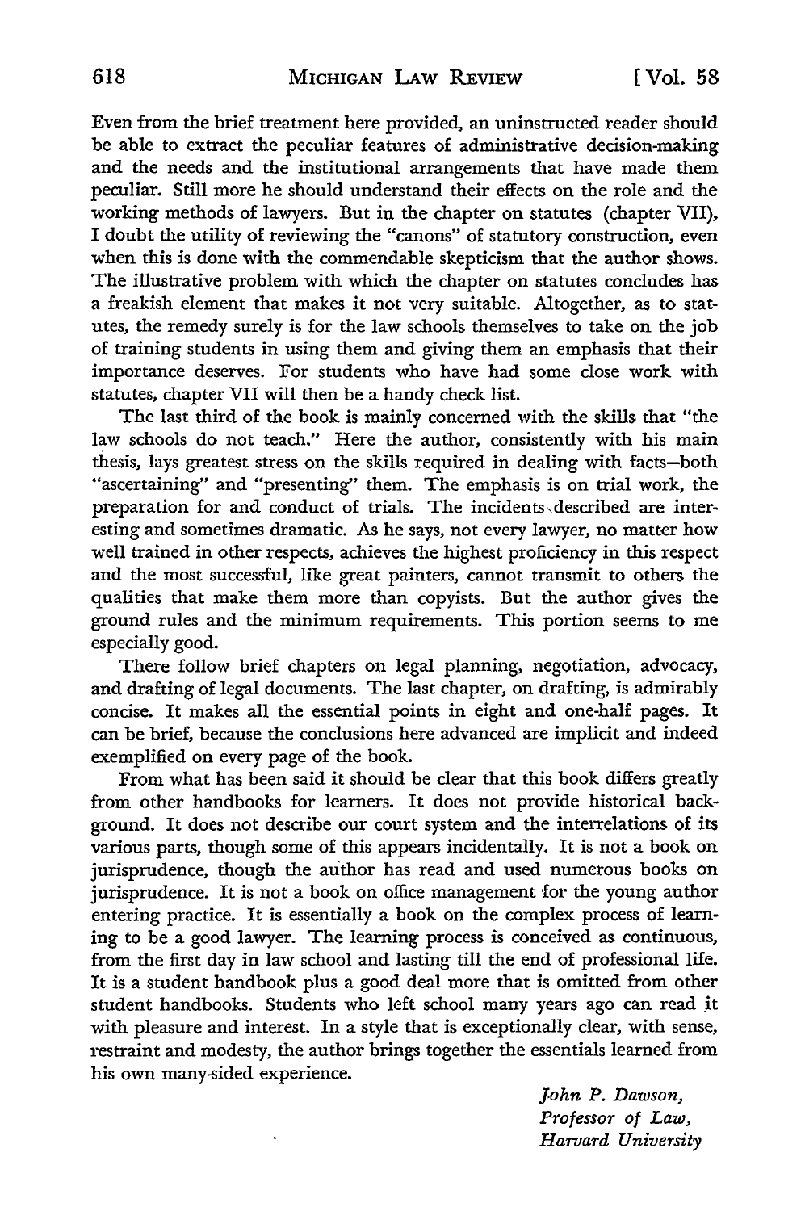Even from the brief treatment here provided, an uninstructed reader should be able to extract the peculiar features of administrative decision-making and the needs and the institutional arrangements that have made them peculiar. Still more he should understand their effects on the role and the working methods of lawyers. But in the chapter on statutes (chapter VII), I doubt the utility of reviewing the "canons" of statutory construction, even when this is done with the commendable skepticism that the author shows. The illustrative problem with which the chapter on statutes concludes has a freakish element that makes it not very suitable. Altogether, as to statutes, the remedy surely is for the law schools themselves to take on the job of training students in using them and giving them an emphasis that their importance deserves. For students who have had some close work with statutes, chapter VII will then be a handy check list.

The last third of the book is mainly concerned with the skills that "the law schools do not teach." Here the author, consistently with his main thesis, lays greatest stress on the skills required in dealing with facts—both "ascertaining" and "presenting" them. The emphasis is on trial work, the preparation for and conduct of trials. The incidents described are interesting and sometimes dramatic. As he says, not every lawyer, no matter how well trained in other respects, achieves the highest proficiency in this respect and the most successful, like great painters, cannot transmit to others the qualities that make them more than copyists. But the author gives the ground rules and the minimum requirements. This portion seems to me especially good.

There follow brief chapters on legal planning, negotiation, advocacy, and drafting of legal documents. The last chapter, on drafting, is admirably concise. It makes all the essential points in eight and one-half pages. It can be brief, because the conclusions here advanced are implicit and indeed exemplified on every page of the book.

From what has been said it should be clear that this book differs greatly from other handbooks for learners. It does not provide historical background. It does not describe our court system and the interrelations of its various parts, though some of this appears incidentally. It is not a book on jurisprudence, though the author has read and used numerous books on jurisprudence. It is not a book on office management for the young author entering practice. It is essentially a book on the complex process of learning to be a good lawyer. The learning process is conceived as continuous, from the first day in law school and lasting till the end of professional life. It is a student handbook plus a good deal more that is omitted from other student handbooks. Students who left school many years ago can read it with pleasure and interest. In a style that is exceptionally clear, with sense, restraint and modesty, the author brings together the essentials learned from his own many-sided experience.

*John P. Dawson,*
*Professor of Law,*
*Harvard University*